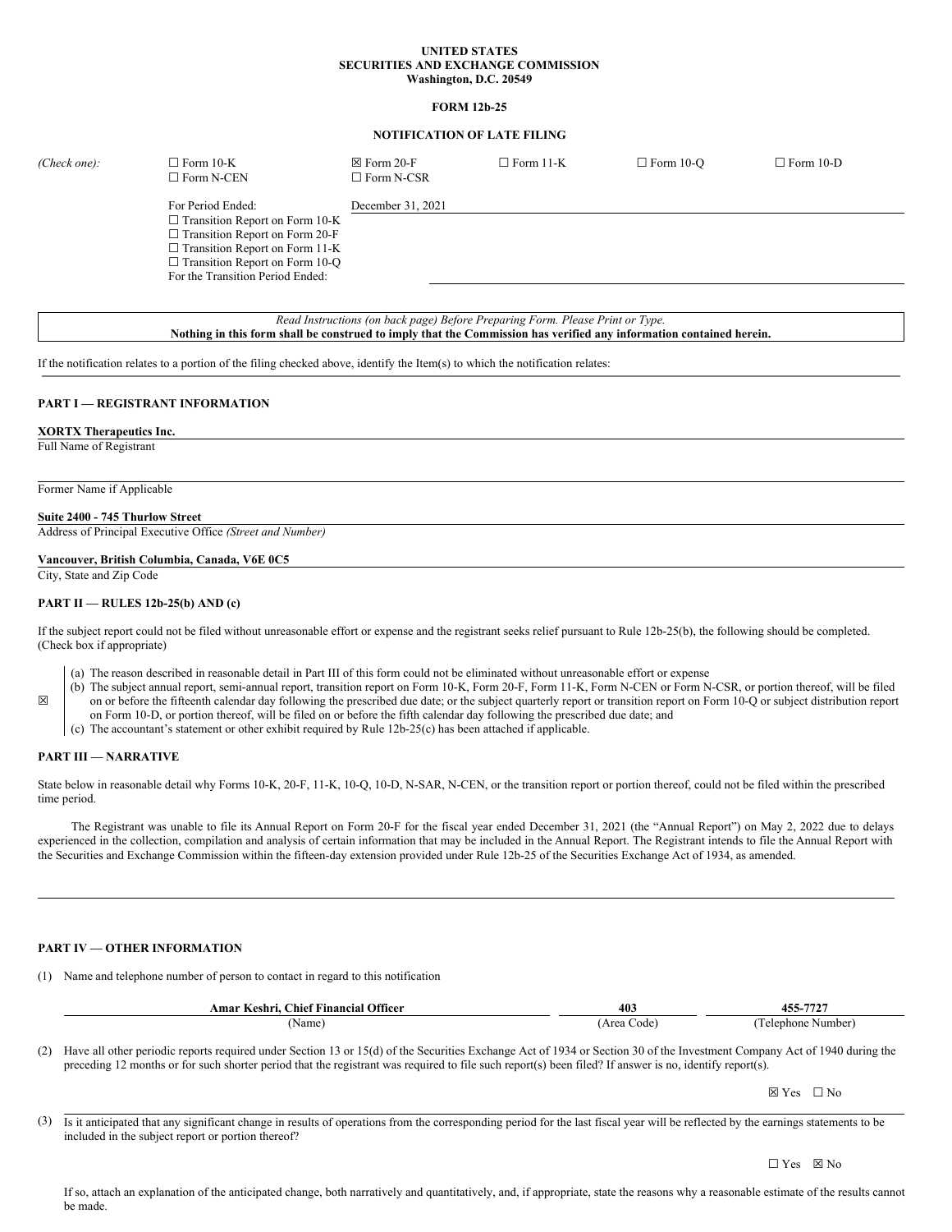**UNITED STATES**
**SECURITIES AND EXCHANGE COMMISSION**
**Washington, D.C. 20549**

**FORM 12b-25**

**NOTIFICATION OF LATE FILING**

| *(Check one):* | ☐ Form 10-K<br>☐ Form N-CEN | ☒ Form 20-F<br>☐ Form N-CSR | ☐ Form 11-K | ☐ Form 10-Q | ☐ Form 10-D |
|---|---|---|---|---|---|

For Period Ended: December 31, 2021

☐ Transition Report on Form 10-K
☐ Transition Report on Form 20-F
☐ Transition Report on Form 11-K
☐ Transition Report on Form 10-Q
For the Transition Period Ended:

*Read Instructions (on back page) Before Preparing Form. Please Print or Type.*
**Nothing in this form shall be construed to imply that the Commission has verified any information contained herein.**

If the notification relates to a portion of the filing checked above, identify the Item(s) to which the notification relates:

**PART I — REGISTRANT INFORMATION**

**XORTX Therapeutics Inc.**
Full Name of Registrant

Former Name if Applicable

**Suite 2400 - 745 Thurlow Street**
Address of Principal Executive Office *(Street and Number)*

**Vancouver, British Columbia, Canada, V6E 0C5**
City, State and Zip Code

**PART II — RULES 12b-25(b) AND (c)**

If the subject report could not be filed without unreasonable effort or expense and the registrant seeks relief pursuant to Rule 12b-25(b), the following should be completed. (Check box if appropriate)

☒

(a) The reason described in reasonable detail in Part III of this form could not be eliminated without unreasonable effort or expense

(b) The subject annual report, semi-annual report, transition report on Form 10-K, Form 20-F, Form 11-K, Form N-CEN or Form N-CSR, or portion thereof, will be filed on or before the fifteenth calendar day following the prescribed due date; or the subject quarterly report or transition report on Form 10-Q or subject distribution report on Form 10-D, or portion thereof, will be filed on or before the fifth calendar day following the prescribed due date; and

(c) The accountant's statement or other exhibit required by Rule 12b-25(c) has been attached if applicable.

**PART III — NARRATIVE**

State below in reasonable detail why Forms 10-K, 20-F, 11-K, 10-Q, 10-D, N-SAR, N-CEN, or the transition report or portion thereof, could not be filed within the prescribed time period.

The Registrant was unable to file its Annual Report on Form 20-F for the fiscal year ended December 31, 2021 (the "Annual Report") on May 2, 2022 due to delays experienced in the collection, compilation and analysis of certain information that may be included in the Annual Report. The Registrant intends to file the Annual Report with the Securities and Exchange Commission within the fifteen-day extension provided under Rule 12b-25 of the Securities Exchange Act of 1934, as amended.

**PART IV — OTHER INFORMATION**

(1) Name and telephone number of person to contact in regard to this notification

| **Amar Keshri, Chief Financial Officer** | **403** | **455-7727** |
|---|---|---|
| (Name) | (Area Code) | (Telephone Number) |

(2) Have all other periodic reports required under Section 13 or 15(d) of the Securities Exchange Act of 1934 or Section 30 of the Investment Company Act of 1940 during the preceding 12 months or for such shorter period that the registrant was required to file such report(s) been filed? If answer is no, identify report(s).

☒ Yes ☐ No

(3) Is it anticipated that any significant change in results of operations from the corresponding period for the last fiscal year will be reflected by the earnings statements to be included in the subject report or portion thereof?

☐ Yes ☒ No

If so, attach an explanation of the anticipated change, both narratively and quantitatively, and, if appropriate, state the reasons why a reasonable estimate of the results cannot be made.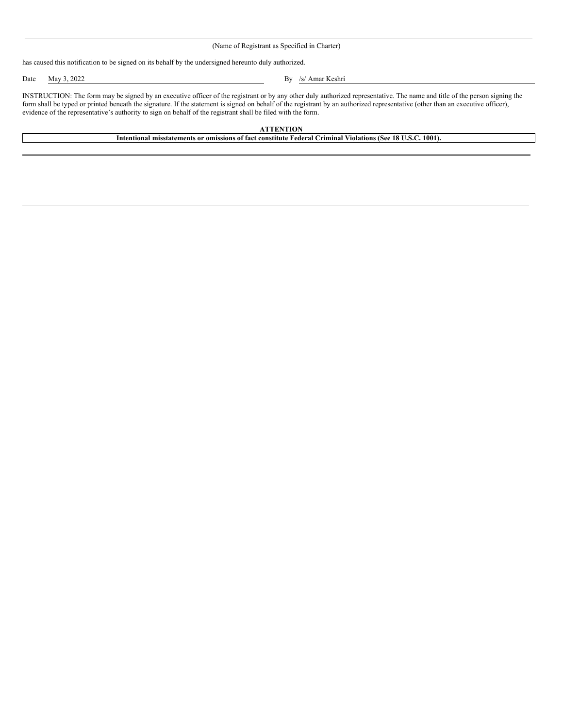(Name of Registrant as Specified in Charter)

has caused this notification to be signed on its behalf by the undersigned hereunto duly authorized.

Date May 3, 2022 By /s/ Amar Keshri

INSTRUCTION: The form may be signed by an executive officer of the registrant or by any other duly authorized representative. The name and title of the person signing the form shall be typed or printed beneath the signature. If the statement is signed on behalf of the registrant by an authorized representative (other than an executive officer), evidence of the representative's authority to sign on behalf of the registrant shall be filed with the form.

**ATTENTION**

**Intentional misstatements or omissions of fact constitute Federal Criminal Violations (See 18 U.S.C. 1001).**